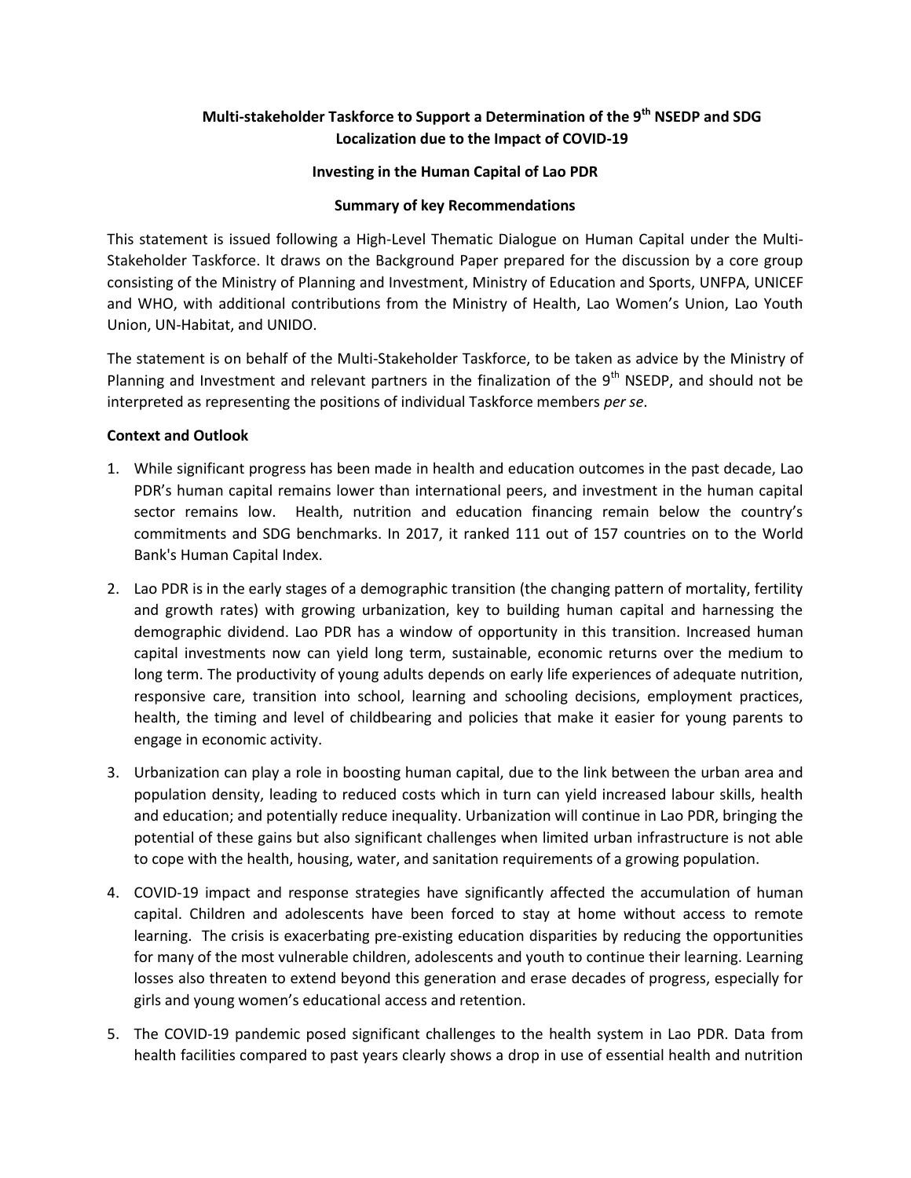**Multi-stakeholder Taskforce to Support a Determination of the 9th NSEDP and SDG Localization due to the Impact of COVID-19**

**Investing in the Human Capital of Lao PDR**

**Summary of key Recommendations**

This statement is issued following a High-Level Thematic Dialogue on Human Capital under the Multi-Stakeholder Taskforce. It draws on the Background Paper prepared for the discussion by a core group consisting of the Ministry of Planning and Investment, Ministry of Education and Sports, UNFPA, UNICEF and WHO, with additional contributions from the Ministry of Health, Lao Women's Union, Lao Youth Union, UN-Habitat, and UNIDO.

The statement is on behalf of the Multi-Stakeholder Taskforce, to be taken as advice by the Ministry of Planning and Investment and relevant partners in the finalization of the 9th NSEDP, and should not be interpreted as representing the positions of individual Taskforce members *per se*.

**Context and Outlook**

1. While significant progress has been made in health and education outcomes in the past decade, Lao PDR's human capital remains lower than international peers, and investment in the human capital sector remains low. Health, nutrition and education financing remain below the country's commitments and SDG benchmarks. In 2017, it ranked 111 out of 157 countries on to the World Bank's Human Capital Index.
2. Lao PDR is in the early stages of a demographic transition (the changing pattern of mortality, fertility and growth rates) with growing urbanization, key to building human capital and harnessing the demographic dividend. Lao PDR has a window of opportunity in this transition. Increased human capital investments now can yield long term, sustainable, economic returns over the medium to long term. The productivity of young adults depends on early life experiences of adequate nutrition, responsive care, transition into school, learning and schooling decisions, employment practices, health, the timing and level of childbearing and policies that make it easier for young parents to engage in economic activity.
3. Urbanization can play a role in boosting human capital, due to the link between the urban area and population density, leading to reduced costs which in turn can yield increased labour skills, health and education; and potentially reduce inequality. Urbanization will continue in Lao PDR, bringing the potential of these gains but also significant challenges when limited urban infrastructure is not able to cope with the health, housing, water, and sanitation requirements of a growing population.
4. COVID-19 impact and response strategies have significantly affected the accumulation of human capital. Children and adolescents have been forced to stay at home without access to remote learning. The crisis is exacerbating pre-existing education disparities by reducing the opportunities for many of the most vulnerable children, adolescents and youth to continue their learning. Learning losses also threaten to extend beyond this generation and erase decades of progress, especially for girls and young women's educational access and retention.
5. The COVID-19 pandemic posed significant challenges to the health system in Lao PDR. Data from health facilities compared to past years clearly shows a drop in use of essential health and nutrition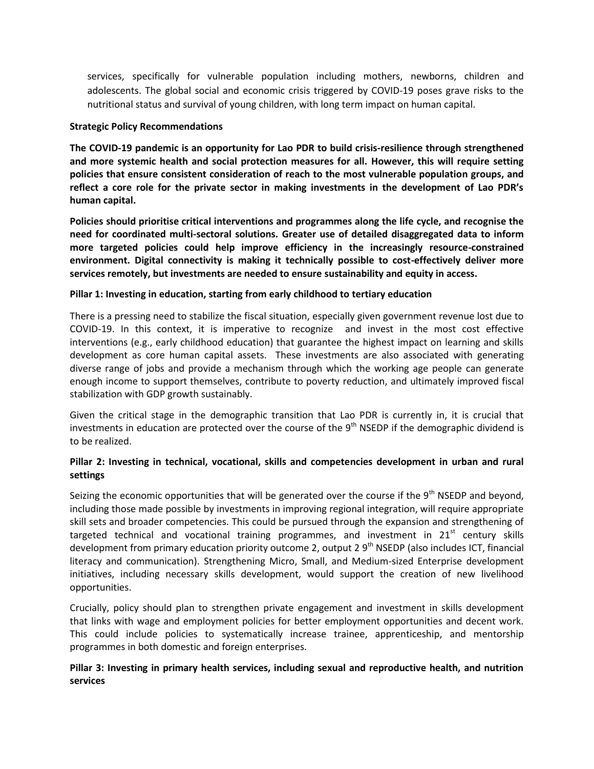services, specifically for vulnerable population including mothers, newborns, children and adolescents. The global social and economic crisis triggered by COVID-19 poses grave risks to the nutritional status and survival of young children, with long term impact on human capital.

**Strategic Policy Recommendations**

**The COVID-19 pandemic is an opportunity for Lao PDR to build crisis-resilience through strengthened and more systemic health and social protection measures for all. However, this will require setting policies that ensure consistent consideration of reach to the most vulnerable population groups, and reflect a core role for the private sector in making investments in the development of Lao PDR's human capital.**

**Policies should prioritise critical interventions and programmes along the life cycle, and recognise the need for coordinated multi-sectoral solutions. Greater use of detailed disaggregated data to inform more targeted policies could help improve efficiency in the increasingly resource-constrained environment. Digital connectivity is making it technically possible to cost-effectively deliver more services remotely, but investments are needed to ensure sustainability and equity in access.**

**Pillar 1: Investing in education, starting from early childhood to tertiary education**

There is a pressing need to stabilize the fiscal situation, especially given government revenue lost due to COVID-19. In this context, it is imperative to recognize and invest in the most cost effective interventions (e.g., early childhood education) that guarantee the highest impact on learning and skills development as core human capital assets. These investments are also associated with generating diverse range of jobs and provide a mechanism through which the working age people can generate enough income to support themselves, contribute to poverty reduction, and ultimately improved fiscal stabilization with GDP growth sustainably.

Given the critical stage in the demographic transition that Lao PDR is currently in, it is crucial that investments in education are protected over the course of the 9th NSEDP if the demographic dividend is to be realized.

**Pillar 2: Investing in technical, vocational, skills and competencies development in urban and rural settings**

Seizing the economic opportunities that will be generated over the course if the 9th NSEDP and beyond, including those made possible by investments in improving regional integration, will require appropriate skill sets and broader competencies. This could be pursued through the expansion and strengthening of targeted technical and vocational training programmes, and investment in 21st century skills development from primary education priority outcome 2, output 2 9th NSEDP (also includes ICT, financial literacy and communication). Strengthening Micro, Small, and Medium-sized Enterprise development initiatives, including necessary skills development, would support the creation of new livelihood opportunities.

Crucially, policy should plan to strengthen private engagement and investment in skills development that links with wage and employment policies for better employment opportunities and decent work. This could include policies to systematically increase trainee, apprenticeship, and mentorship programmes in both domestic and foreign enterprises.

**Pillar 3: Investing in primary health services, including sexual and reproductive health, and nutrition services**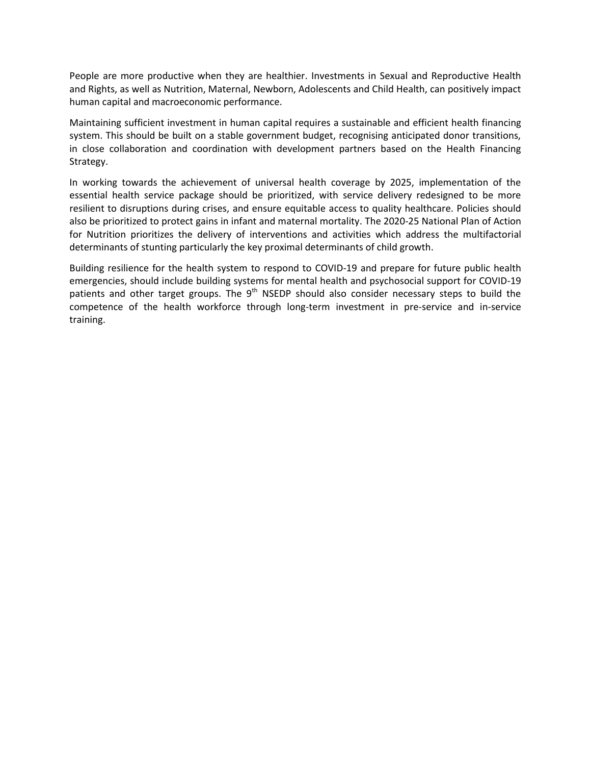People are more productive when they are healthier. Investments in Sexual and Reproductive Health and Rights, as well as Nutrition, Maternal, Newborn, Adolescents and Child Health, can positively impact human capital and macroeconomic performance.

Maintaining sufficient investment in human capital requires a sustainable and efficient health financing system. This should be built on a stable government budget, recognising anticipated donor transitions, in close collaboration and coordination with development partners based on the Health Financing Strategy.

In working towards the achievement of universal health coverage by 2025, implementation of the essential health service package should be prioritized, with service delivery redesigned to be more resilient to disruptions during crises, and ensure equitable access to quality healthcare. Policies should also be prioritized to protect gains in infant and maternal mortality. The 2020-25 National Plan of Action for Nutrition prioritizes the delivery of interventions and activities which address the multifactorial determinants of stunting particularly the key proximal determinants of child growth.

Building resilience for the health system to respond to COVID-19 and prepare for future public health emergencies, should include building systems for mental health and psychosocial support for COVID-19 patients and other target groups. The 9th NSEDP should also consider necessary steps to build the competence of the health workforce through long-term investment in pre-service and in-service training.